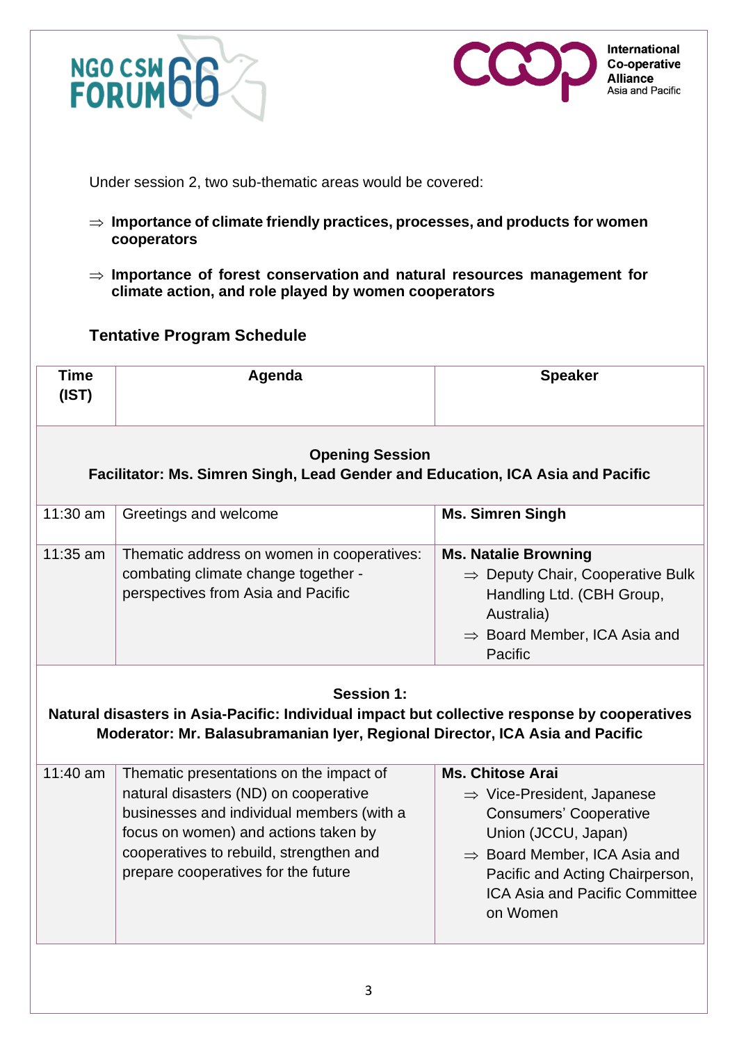Under session 2, two sub-thematic areas would be covered:

⇒ **Importance of climate friendly practices, processes, and products for women cooperators**

⇒ **Importance of forest conservation and natural resources management for climate action, and role played by women cooperators**

### Tentative Program Schedule

| Time (IST) | Agenda | Speaker |
|---|---|---|
| **Opening Session** | | |
| **Facilitator: Ms. Simren Singh, Lead Gender and Education, ICA Asia and Pacific** | | |
| 11:30 am | Greetings and welcome | **Ms. Simren Singh** |
| 11:35 am | Thematic address on women in cooperatives: combating climate change together - perspectives from Asia and Pacific | **Ms. Natalie Browning**<br>⇒ Deputy Chair, Cooperative Bulk Handling Ltd. (CBH Group, Australia)<br>⇒ Board Member, ICA Asia and Pacific |
| **Session 1:** | | |
| **Natural disasters in Asia-Pacific: Individual impact but collective response by cooperatives** | | |
| **Moderator: Mr. Balasubramanian Iyer, Regional Director, ICA Asia and Pacific** | | |
| 11:40 am | Thematic presentations on the impact of natural disasters (ND) on cooperative businesses and individual members (with a focus on women) and actions taken by cooperatives to rebuild, strengthen and prepare cooperatives for the future | **Ms. Chitose Arai**<br>⇒ Vice-President, Japanese Consumers' Cooperative Union (JCCU, Japan)<br>⇒ Board Member, ICA Asia and Pacific and Acting Chairperson, ICA Asia and Pacific Committee on Women |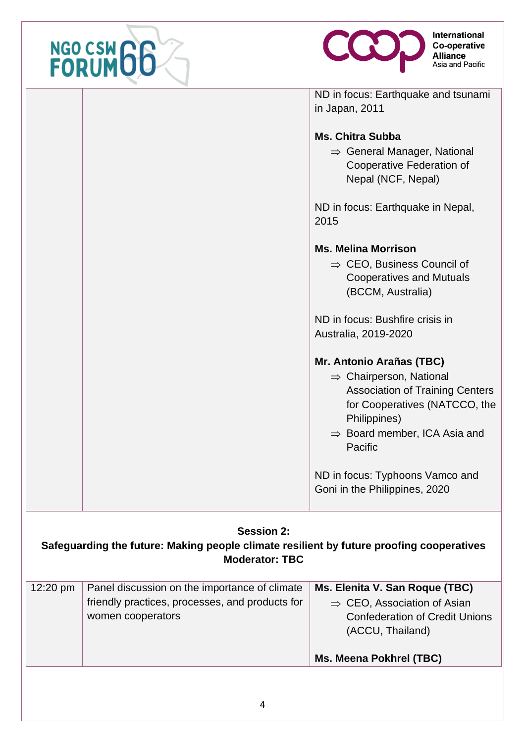| | | |
|---|---|---|
| | | ND in focus: Earthquake and tsunami in Japan, 2011<br><br>**Ms. Chitra Subba**<br>⇒ General Manager, National Cooperative Federation of Nepal (NCF, Nepal)<br><br>ND in focus: Earthquake in Nepal, 2015<br><br>**Ms. Melina Morrison**<br>⇒ CEO, Business Council of Cooperatives and Mutuals (BCCM, Australia)<br><br>ND in focus: Bushfire crisis in Australia, 2019-2020<br><br>**Mr. Antonio Arañas (TBC)**<br>⇒ Chairperson, National Association of Training Centers for Cooperatives (NATCCO, the Philippines)<br>⇒ Board member, ICA Asia and Pacific<br><br>ND in focus: Typhoons Vamco and Goni in the Philippines, 2020 |

**Session 2:**
**Safeguarding the future: Making people climate resilient by future proofing cooperatives**
**Moderator: TBC**

| | | |
|---|---|---|
| 12:20 pm | Panel discussion on the importance of climate friendly practices, processes, and products for women cooperators | **Ms. Elenita V. San Roque (TBC)**<br>⇒ CEO, Association of Asian Confederation of Credit Unions (ACCU, Thailand)<br><br>**Ms. Meena Pokhrel (TBC)** |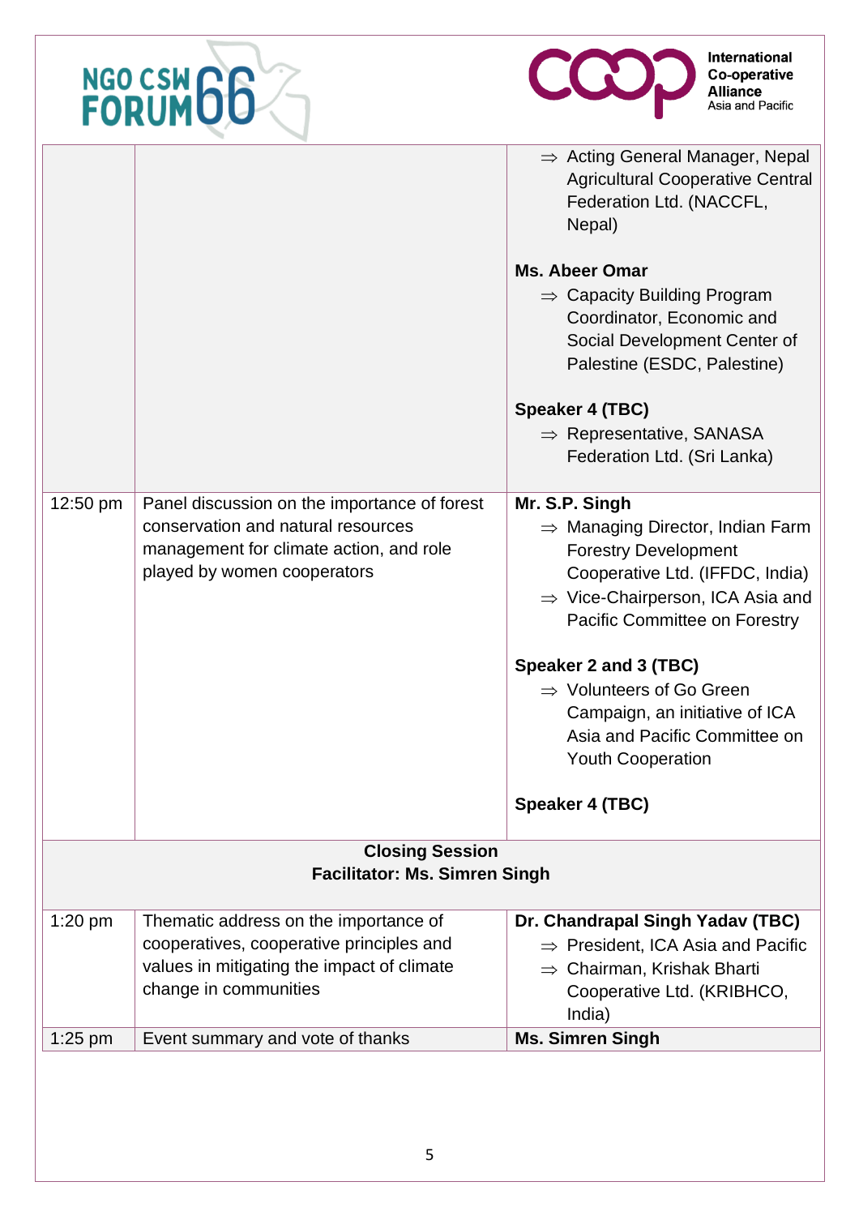| | | |
|---|---|---|
| | | ⇒ Acting General Manager, Nepal Agricultural Cooperative Central Federation Ltd. (NACCFL, Nepal)<br><br>**Ms. Abeer Omar**<br>⇒ Capacity Building Program Coordinator, Economic and Social Development Center of Palestine (ESDC, Palestine)<br><br>**Speaker 4 (TBC)**<br>⇒ Representative, SANASA Federation Ltd. (Sri Lanka) |
| 12:50 pm | Panel discussion on the importance of forest conservation and natural resources management for climate action, and role played by women cooperators | **Mr. S.P. Singh**<br>⇒ Managing Director, Indian Farm Forestry Development Cooperative Ltd. (IFFDC, India)<br>⇒ Vice-Chairperson, ICA Asia and Pacific Committee on Forestry<br><br>**Speaker 2 and 3 (TBC)**<br>⇒ Volunteers of Go Green Campaign, an initiative of ICA Asia and Pacific Committee on Youth Cooperation<br><br>**Speaker 4 (TBC)** |
| **Closing Session**<br>**Facilitator: Ms. Simren Singh** | | |
| 1:20 pm | Thematic address on the importance of cooperatives, cooperative principles and values in mitigating the impact of climate change in communities | **Dr. Chandrapal Singh Yadav (TBC)**<br>⇒ President, ICA Asia and Pacific<br>⇒ Chairman, Krishak Bharti Cooperative Ltd. (KRIBHCO, India) |
| 1:25 pm | Event summary and vote of thanks | **Ms. Simren Singh** |